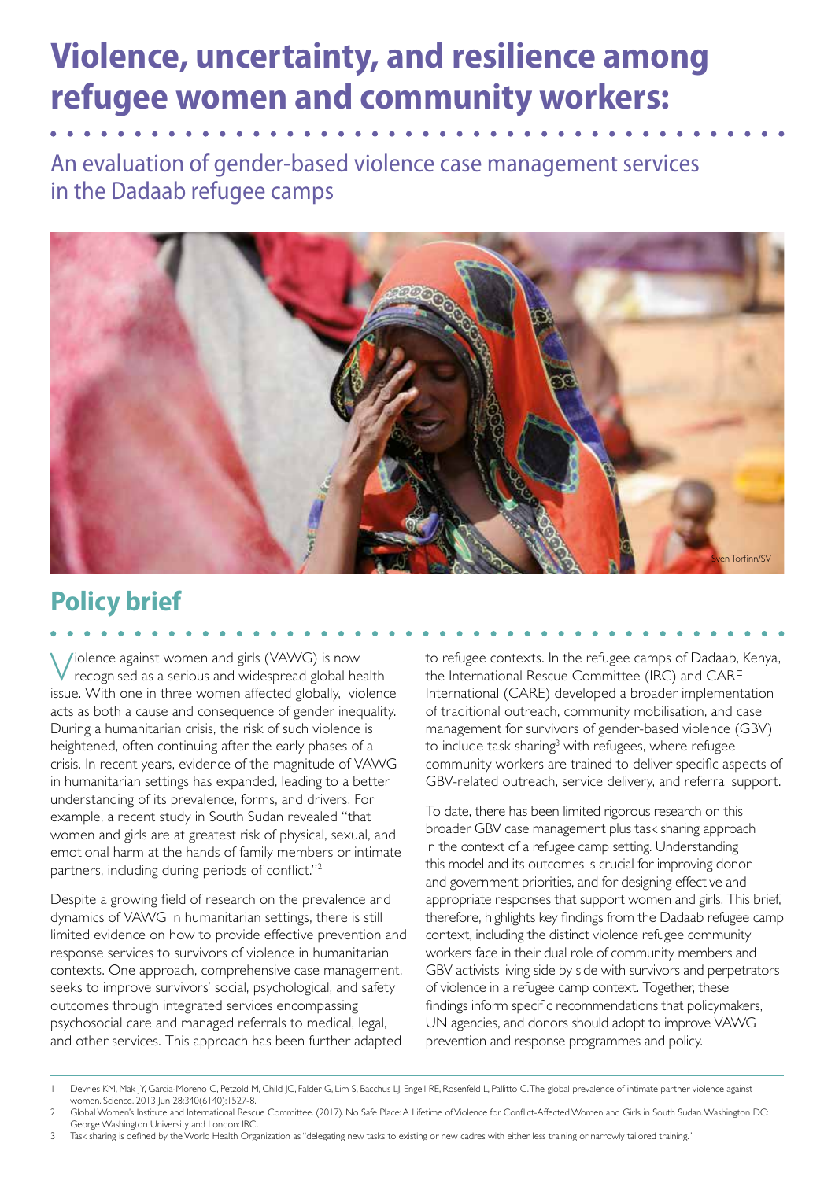# Violence, uncertainty, and resilience among refugee women and community workers:

## An evaluation of gender-based violence case management services in the Dadaab refugee camps

Sven Torfinn/SV

## Policy brief

Violence against women and girls (VAWG) is now recognised as a serious and widespread global health issue. With one in three women affected globally,[1] violence acts as both a cause and consequence of gender inequality. During a humanitarian crisis, the risk of such violence is heightened, often continuing after the early phases of a crisis. In recent years, evidence of the magnitude of VAWG in humanitarian settings has expanded, leading to a better understanding of its prevalence, forms, and drivers. For example, a recent study in South Sudan revealed "that women and girls are at greatest risk of physical, sexual, and emotional harm at the hands of family members or intimate partners, including during periods of conflict."[2]

Despite a growing field of research on the prevalence and dynamics of VAWG in humanitarian settings, there is still limited evidence on how to provide effective prevention and response services to survivors of violence in humanitarian contexts. One approach, comprehensive case management, seeks to improve survivors' social, psychological, and safety outcomes through integrated services encompassing psychosocial care and managed referrals to medical, legal, and other services. This approach has been further adapted to refugee contexts. In the refugee camps of Dadaab, Kenya, the International Rescue Committee (IRC) and CARE International (CARE) developed a broader implementation of traditional outreach, community mobilisation, and case management for survivors of gender-based violence (GBV) to include task sharing[3] with refugees, where refugee community workers are trained to deliver specific aspects of GBV-related outreach, service delivery, and referral support.

To date, there has been limited rigorous research on this broader GBV case management plus task sharing approach in the context of a refugee camp setting. Understanding this model and its outcomes is crucial for improving donor and government priorities, and for designing effective and appropriate responses that support women and girls. This brief, therefore, highlights key findings from the Dadaab refugee camp context, including the distinct violence refugee community workers face in their dual role of community members and GBV activists living side by side with survivors and perpetrators of violence in a refugee camp context. Together, these findings inform specific recommendations that policymakers, UN agencies, and donors should adopt to improve VAWG prevention and response programmes and policy.

---

1 Devries KM, Mak JY, Garcia-Moreno C, Petzold M, Child JC, Falder G, Lim S, Bacchus LJ, Engell RE, Rosenfeld L, Pallitto C. The global prevalence of intimate partner violence against women. Science. 2013 Jun 28;340(6140):1527-8.

2 Global Women's Institute and International Rescue Committee. (2017). No Safe Place: A Lifetime of Violence for Conflict-Affected Women and Girls in South Sudan. Washington DC: George Washington University and London: IRC.

3 Task sharing is defined by the World Health Organization as "delegating new tasks to existing or new cadres with either less training or narrowly tailored training."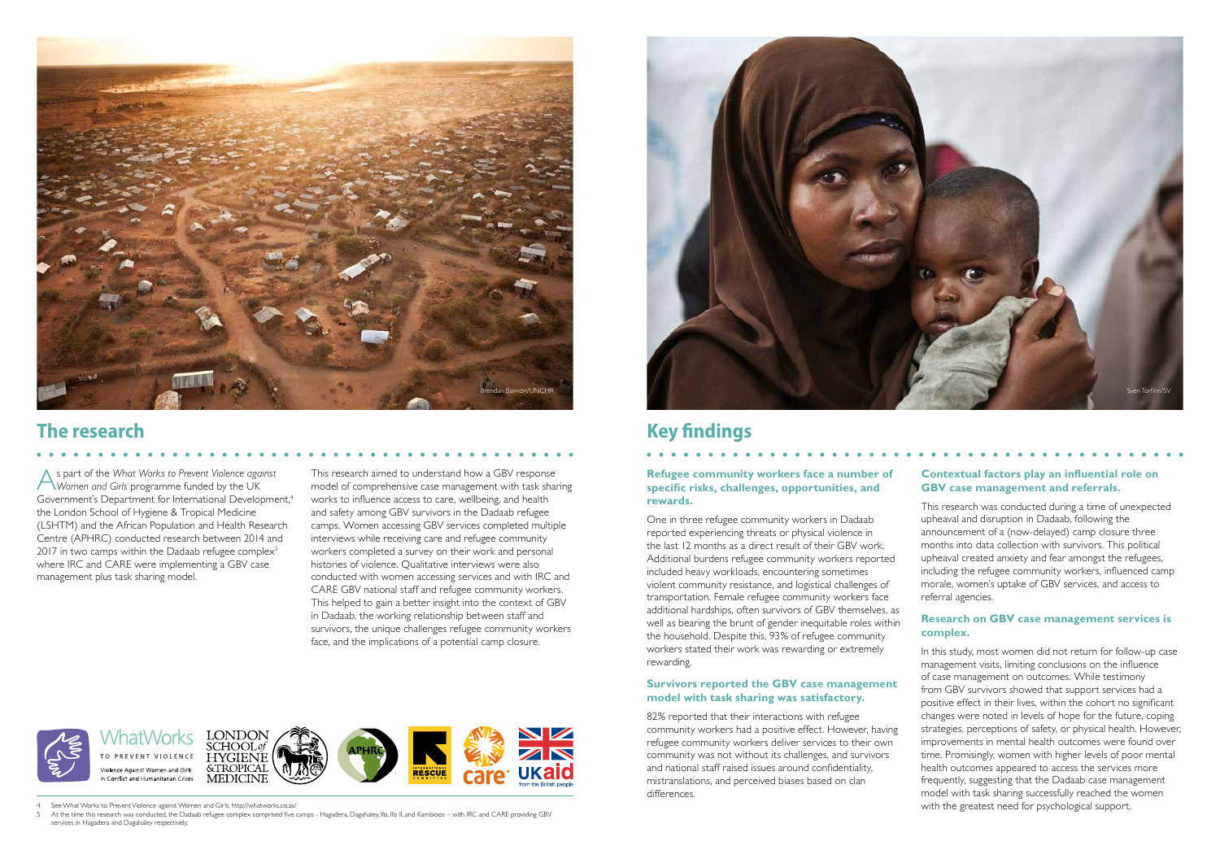## The research

As part of the *What Works to Prevent Violence against Women and Girls* programme funded by the UK Government's Department for International Development,[4] the London School of Hygiene & Tropical Medicine (LSHTM) and the African Population and Health Research Centre (APHRC) conducted research between 2014 and 2017 in two camps within the Dadaab refugee complex[5] where IRC and CARE were implementing a GBV case management plus task sharing model.

This research aimed to understand how a GBV response model of comprehensive case management with task sharing works to influence access to care, wellbeing, and health and safety among GBV survivors in the Dadaab refugee camps. Women accessing GBV services completed multiple interviews while receiving care and refugee community workers completed a survey on their work and personal histories of violence. Qualitative interviews were also conducted with women accessing services and with IRC and CARE GBV national staff and refugee community workers. This helped to gain a better insight into the context of GBV in Dadaab, the working relationship between staff and survivors, the unique challenges refugee community workers face, and the implications of a potential camp closure.

## Key findings

### Refugee community workers face a number of specific risks, challenges, opportunities, and rewards.

One in three refugee community workers in Dadaab reported experiencing threats or physical violence in the last 12 months as a direct result of their GBV work. Additional burdens refugee community workers reported included heavy workloads, encountering sometimes violent community resistance, and logistical challenges of transportation. Female refugee community workers face additional hardships, often survivors of GBV themselves, as well as bearing the brunt of gender inequitable roles within the household. Despite this, 93% of refugee community workers stated their work was rewarding or extremely rewarding.

### Survivors reported the GBV case management model with task sharing was satisfactory.

82% reported that their interactions with refugee community workers had a positive effect. However, having refugee community workers deliver services to their own community was not without its challenges, and survivors and national staff raised issues around confidentiality, mistranslations, and perceived biases based on clan differences.

### Contextual factors play an influential role on GBV case management and referrals.

This research was conducted during a time of unexpected upheaval and disruption in Dadaab, following the announcement of a (now-delayed) camp closure three months into data collection with survivors. This political upheaval created anxiety and fear amongst the refugees, including the refugee community workers, influenced camp morale, women's uptake of GBV services, and access to referral agencies.

### Research on GBV case management services is complex.

In this study, most women did not return for follow-up case management visits, limiting conclusions on the influence of case management on outcomes. While testimony from GBV survivors showed that support services had a positive effect in their lives, within the cohort no significant changes were noted in levels of hope for the future, coping strategies, perceptions of safety, or physical health. However, improvements in mental health outcomes were found over time. Promisingly, women with higher levels of poor mental health outcomes appeared to access the services more frequently, suggesting that the Dadaab case management model with task sharing successfully reached the women with the greatest need for psychological support.

---

4 See What Works to Prevent Violence against Women and Girls, http://whatworks.co.za/

5 At the time this research was conducted, the Dadaab refugee complex comprised five camps - Hagadera, Dagahaley, Ifo, Ifo II, and Kambioos – with IRC and CARE providing GBV services in Hagadera and Dagahaley respectively.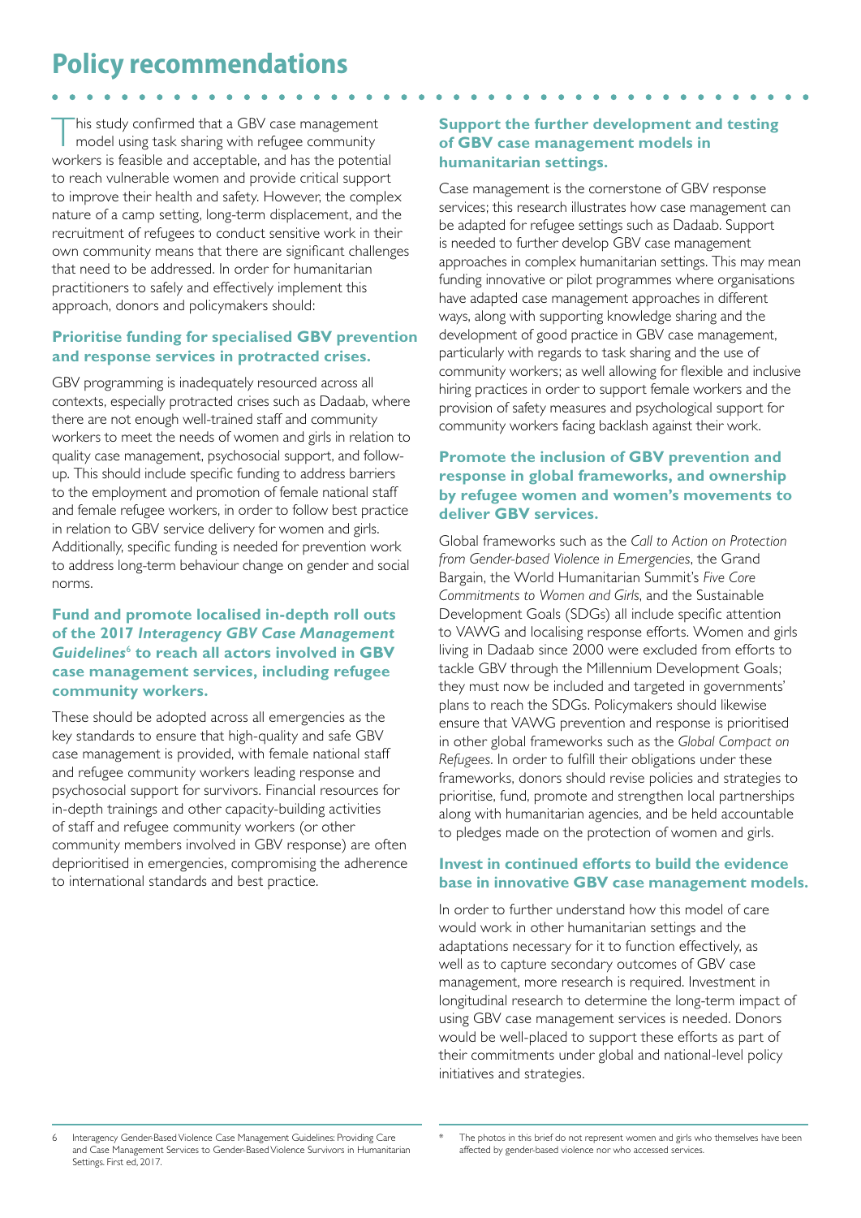# Policy recommendations

This study confirmed that a GBV case management model using task sharing with refugee community workers is feasible and acceptable, and has the potential to reach vulnerable women and provide critical support to improve their health and safety. However, the complex nature of a camp setting, long-term displacement, and the recruitment of refugees to conduct sensitive work in their own community means that there are significant challenges that need to be addressed. In order for humanitarian practitioners to safely and effectively implement this approach, donors and policymakers should:

### Prioritise funding for specialised GBV prevention and response services in protracted crises.

GBV programming is inadequately resourced across all contexts, especially protracted crises such as Dadaab, where there are not enough well-trained staff and community workers to meet the needs of women and girls in relation to quality case management, psychosocial support, and follow-up. This should include specific funding to address barriers to the employment and promotion of female national staff and female refugee workers, in order to follow best practice in relation to GBV service delivery for women and girls. Additionally, specific funding is needed for prevention work to address long-term behaviour change on gender and social norms.

### Fund and promote localised in-depth roll outs of the 2017 *Interagency GBV Case Management Guidelines*[6] to reach all actors involved in GBV case management services, including refugee community workers.

These should be adopted across all emergencies as the key standards to ensure that high-quality and safe GBV case management is provided, with female national staff and refugee community workers leading response and psychosocial support for survivors. Financial resources for in-depth trainings and other capacity-building activities of staff and refugee community workers (or other community members involved in GBV response) are often deprioritised in emergencies, compromising the adherence to international standards and best practice.

### Support the further development and testing of GBV case management models in humanitarian settings.

Case management is the cornerstone of GBV response services; this research illustrates how case management can be adapted for refugee settings such as Dadaab. Support is needed to further develop GBV case management approaches in complex humanitarian settings. This may mean funding innovative or pilot programmes where organisations have adapted case management approaches in different ways, along with supporting knowledge sharing and the development of good practice in GBV case management, particularly with regards to task sharing and the use of community workers; as well allowing for flexible and inclusive hiring practices in order to support female workers and the provision of safety measures and psychological support for community workers facing backlash against their work.

### Promote the inclusion of GBV prevention and response in global frameworks, and ownership by refugee women and women's movements to deliver GBV services.

Global frameworks such as the *Call to Action on Protection from Gender-based Violence in Emergencies*, the Grand Bargain, the World Humanitarian Summit's *Five Core Commitments to Women and Girls*, and the Sustainable Development Goals (SDGs) all include specific attention to VAWG and localising response efforts. Women and girls living in Dadaab since 2000 were excluded from efforts to tackle GBV through the Millennium Development Goals; they must now be included and targeted in governments' plans to reach the SDGs. Policymakers should likewise ensure that VAWG prevention and response is prioritised in other global frameworks such as the *Global Compact on Refugees*. In order to fulfill their obligations under these frameworks, donors should revise policies and strategies to prioritise, fund, promote and strengthen local partnerships along with humanitarian agencies, and be held accountable to pledges made on the protection of women and girls.

### Invest in continued efforts to build the evidence base in innovative GBV case management models.

In order to further understand how this model of care would work in other humanitarian settings and the adaptations necessary for it to function effectively, as well as to capture secondary outcomes of GBV case management, more research is required. Investment in longitudinal research to determine the long-term impact of using GBV case management services is needed. Donors would be well-placed to support these efforts as part of their commitments under global and national-level policy initiatives and strategies.

---

6 Interagency Gender-Based Violence Case Management Guidelines: Providing Care and Case Management Services to Gender-Based Violence Survivors in Humanitarian Settings. First ed, 2017.

\* The photos in this brief do not represent women and girls who themselves have been affected by gender-based violence nor who accessed services.